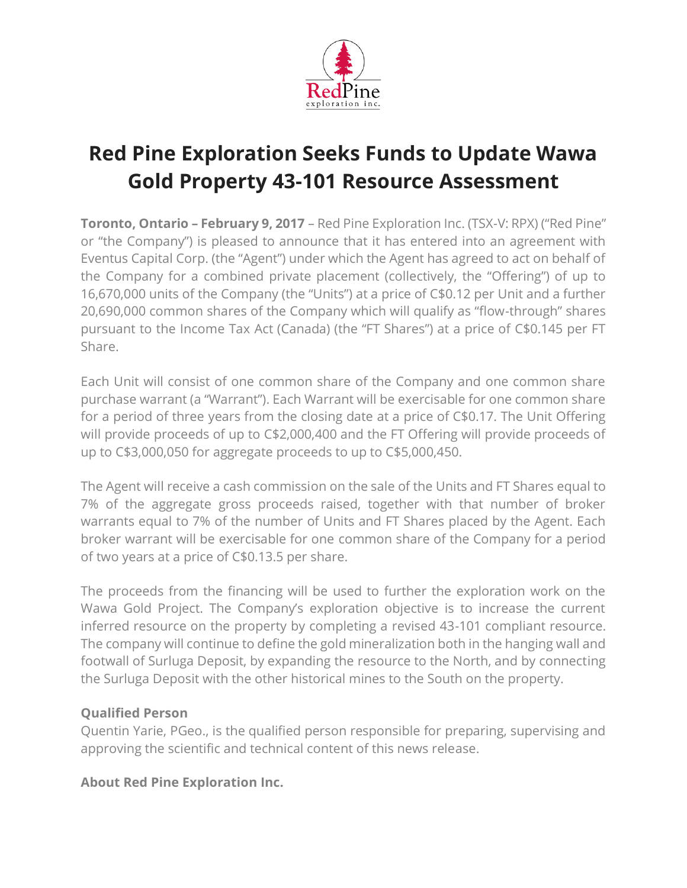# Red Pine Exploration Seeks Funds to Update Wawa Gold Property 43-101 Resource Assessment

**Toronto, Ontario – February 9, 2017** – Red Pine Exploration Inc. (TSX-V: RPX) ("Red Pine" or "the Company") is pleased to announce that it has entered into an agreement with Eventus Capital Corp. (the "Agent") under which the Agent has agreed to act on behalf of the Company for a combined private placement (collectively, the "Offering") of up to 16,670,000 units of the Company (the "Units") at a price of C$0.12 per Unit and a further 20,690,000 common shares of the Company which will qualify as "flow-through" shares pursuant to the Income Tax Act (Canada) (the "FT Shares") at a price of C$0.145 per FT Share.

Each Unit will consist of one common share of the Company and one common share purchase warrant (a "Warrant"). Each Warrant will be exercisable for one common share for a period of three years from the closing date at a price of C$0.17. The Unit Offering will provide proceeds of up to C$2,000,400 and the FT Offering will provide proceeds of up to C$3,000,050 for aggregate proceeds to up to C$5,000,450.

The Agent will receive a cash commission on the sale of the Units and FT Shares equal to 7% of the aggregate gross proceeds raised, together with that number of broker warrants equal to 7% of the number of Units and FT Shares placed by the Agent. Each broker warrant will be exercisable for one common share of the Company for a period of two years at a price of C$0.13.5 per share.

The proceeds from the financing will be used to further the exploration work on the Wawa Gold Project. The Company's exploration objective is to increase the current inferred resource on the property by completing a revised 43-101 compliant resource. The company will continue to define the gold mineralization both in the hanging wall and footwall of Surluga Deposit, by expanding the resource to the North, and by connecting the Surluga Deposit with the other historical mines to the South on the property.

**Qualified Person**

Quentin Yarie, PGeo., is the qualified person responsible for preparing, supervising and approving the scientific and technical content of this news release.

**About Red Pine Exploration Inc.**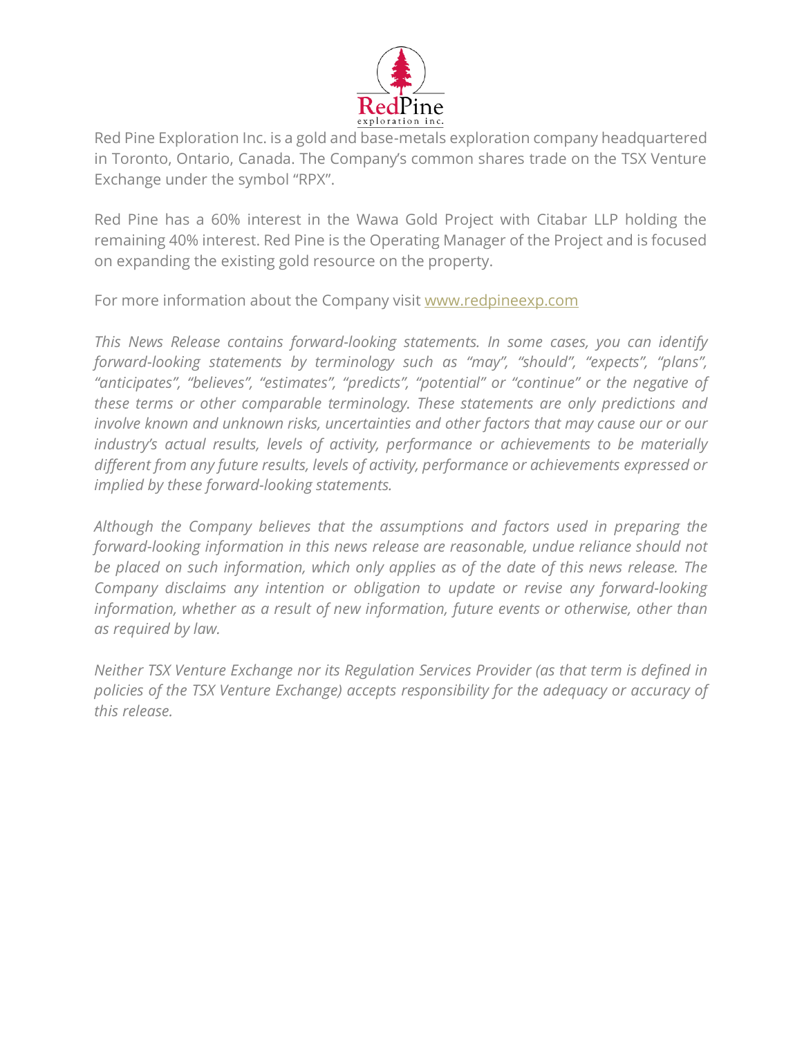Red Pine Exploration Inc. is a gold and base-metals exploration company headquartered in Toronto, Ontario, Canada. The Company's common shares trade on the TSX Venture Exchange under the symbol "RPX".

Red Pine has a 60% interest in the Wawa Gold Project with Citabar LLP holding the remaining 40% interest. Red Pine is the Operating Manager of the Project and is focused on expanding the existing gold resource on the property.

For more information about the Company visit [www.redpineexp.com](http://www.redpineexp.com)

*This News Release contains forward-looking statements. In some cases, you can identify forward-looking statements by terminology such as "may", "should", "expects", "plans", "anticipates", "believes", "estimates", "predicts", "potential" or "continue" or the negative of these terms or other comparable terminology. These statements are only predictions and involve known and unknown risks, uncertainties and other factors that may cause our or our industry's actual results, levels of activity, performance or achievements to be materially different from any future results, levels of activity, performance or achievements expressed or implied by these forward-looking statements.*

*Although the Company believes that the assumptions and factors used in preparing the forward-looking information in this news release are reasonable, undue reliance should not be placed on such information, which only applies as of the date of this news release. The Company disclaims any intention or obligation to update or revise any forward-looking information, whether as a result of new information, future events or otherwise, other than as required by law.*

*Neither TSX Venture Exchange nor its Regulation Services Provider (as that term is defined in policies of the TSX Venture Exchange) accepts responsibility for the adequacy or accuracy of this release.*